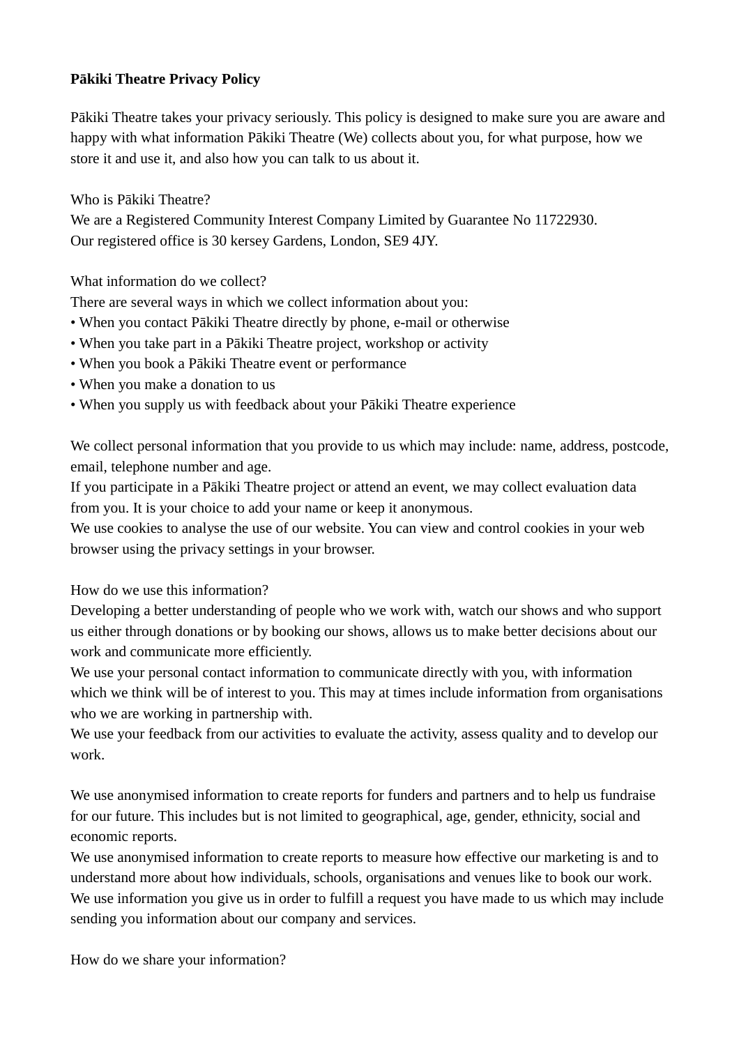# Pākiki Theatre Privacy Policy

Pākiki Theatre takes your privacy seriously. This policy is designed to make sure you are aware and happy with what information Pākiki Theatre (We) collects about you, for what purpose, how we store it and use it, and also how you can talk to us about it.

## Who is Pākiki Theatre?

We are a Registered Community Interest Company Limited by Guarantee No 11722930.
Our registered office is 30 kersey Gardens, London, SE9 4JY.

## What information do we collect?

There are several ways in which we collect information about you:

- When you contact Pākiki Theatre directly by phone, e-mail or otherwise
- When you take part in a Pākiki Theatre project, workshop or activity
- When you book a Pākiki Theatre event or performance
- When you make a donation to us
- When you supply us with feedback about your Pākiki Theatre experience

We collect personal information that you provide to us which may include: name, address, postcode, email, telephone number and age.
If you participate in a Pākiki Theatre project or attend an event, we may collect evaluation data from you. It is your choice to add your name or keep it anonymous.
We use cookies to analyse the use of our website. You can view and control cookies in your web browser using the privacy settings in your browser.

## How do we use this information?

Developing a better understanding of people who we work with, watch our shows and who support us either through donations or by booking our shows, allows us to make better decisions about our work and communicate more efficiently.
We use your personal contact information to communicate directly with you, with information which we think will be of interest to you. This may at times include information from organisations who we are working in partnership with.
We use your feedback from our activities to evaluate the activity, assess quality and to develop our work.

We use anonymised information to create reports for funders and partners and to help us fundraise for our future. This includes but is not limited to geographical, age, gender, ethnicity, social and economic reports.
We use anonymised information to create reports to measure how effective our marketing is and to understand more about how individuals, schools, organisations and venues like to book our work.
We use information you give us in order to fulfill a request you have made to us which may include sending you information about our company and services.

## How do we share your information?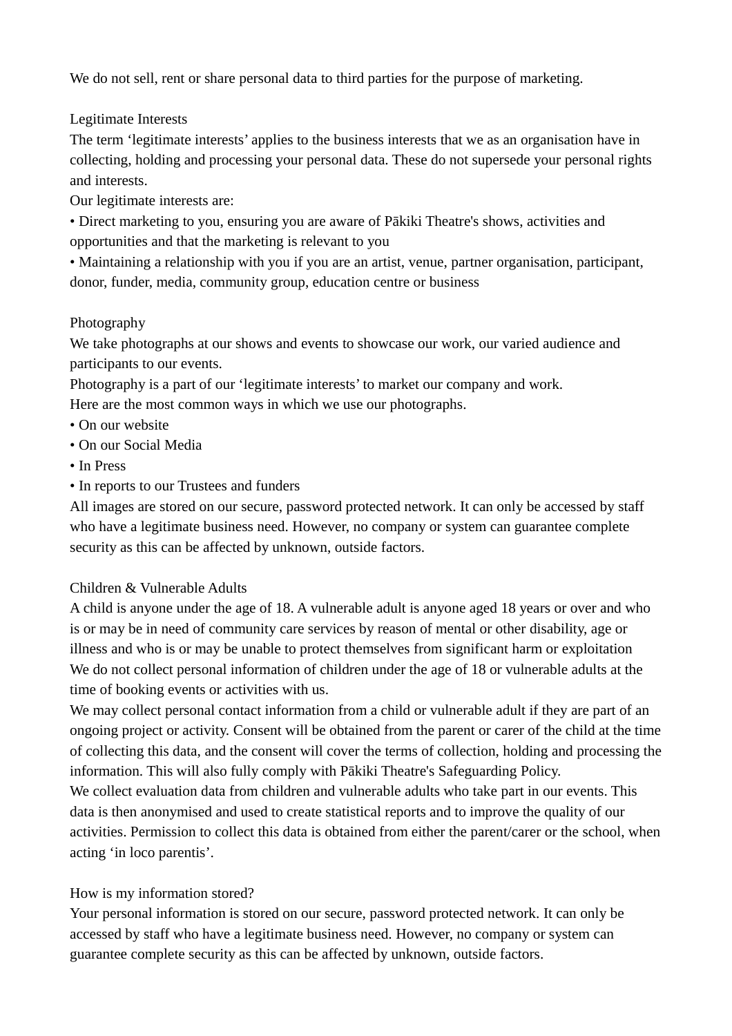We do not sell, rent or share personal data to third parties for the purpose of marketing.

## Legitimate Interests

The term 'legitimate interests' applies to the business interests that we as an organisation have in collecting, holding and processing your personal data. These do not supersede your personal rights and interests.

Our legitimate interests are:

- Direct marketing to you, ensuring you are aware of Pākiki Theatre's shows, activities and opportunities and that the marketing is relevant to you
- Maintaining a relationship with you if you are an artist, venue, partner organisation, participant, donor, funder, media, community group, education centre or business

## Photography

We take photographs at our shows and events to showcase our work, our varied audience and participants to our events.

Photography is a part of our 'legitimate interests' to market our company and work.

Here are the most common ways in which we use our photographs.

- On our website
- On our Social Media
- In Press
- In reports to our Trustees and funders

All images are stored on our secure, password protected network. It can only be accessed by staff who have a legitimate business need. However, no company or system can guarantee complete security as this can be affected by unknown, outside factors.

## Children & Vulnerable Adults

A child is anyone under the age of 18. A vulnerable adult is anyone aged 18 years or over and who is or may be in need of community care services by reason of mental or other disability, age or illness and who is or may be unable to protect themselves from significant harm or exploitation

We do not collect personal information of children under the age of 18 or vulnerable adults at the time of booking events or activities with us.

We may collect personal contact information from a child or vulnerable adult if they are part of an ongoing project or activity. Consent will be obtained from the parent or carer of the child at the time of collecting this data, and the consent will cover the terms of collection, holding and processing the information. This will also fully comply with Pākiki Theatre's Safeguarding Policy.

We collect evaluation data from children and vulnerable adults who take part in our events. This data is then anonymised and used to create statistical reports and to improve the quality of our activities. Permission to collect this data is obtained from either the parent/carer or the school, when acting 'in loco parentis'.

## How is my information stored?

Your personal information is stored on our secure, password protected network. It can only be accessed by staff who have a legitimate business need. However, no company or system can guarantee complete security as this can be affected by unknown, outside factors.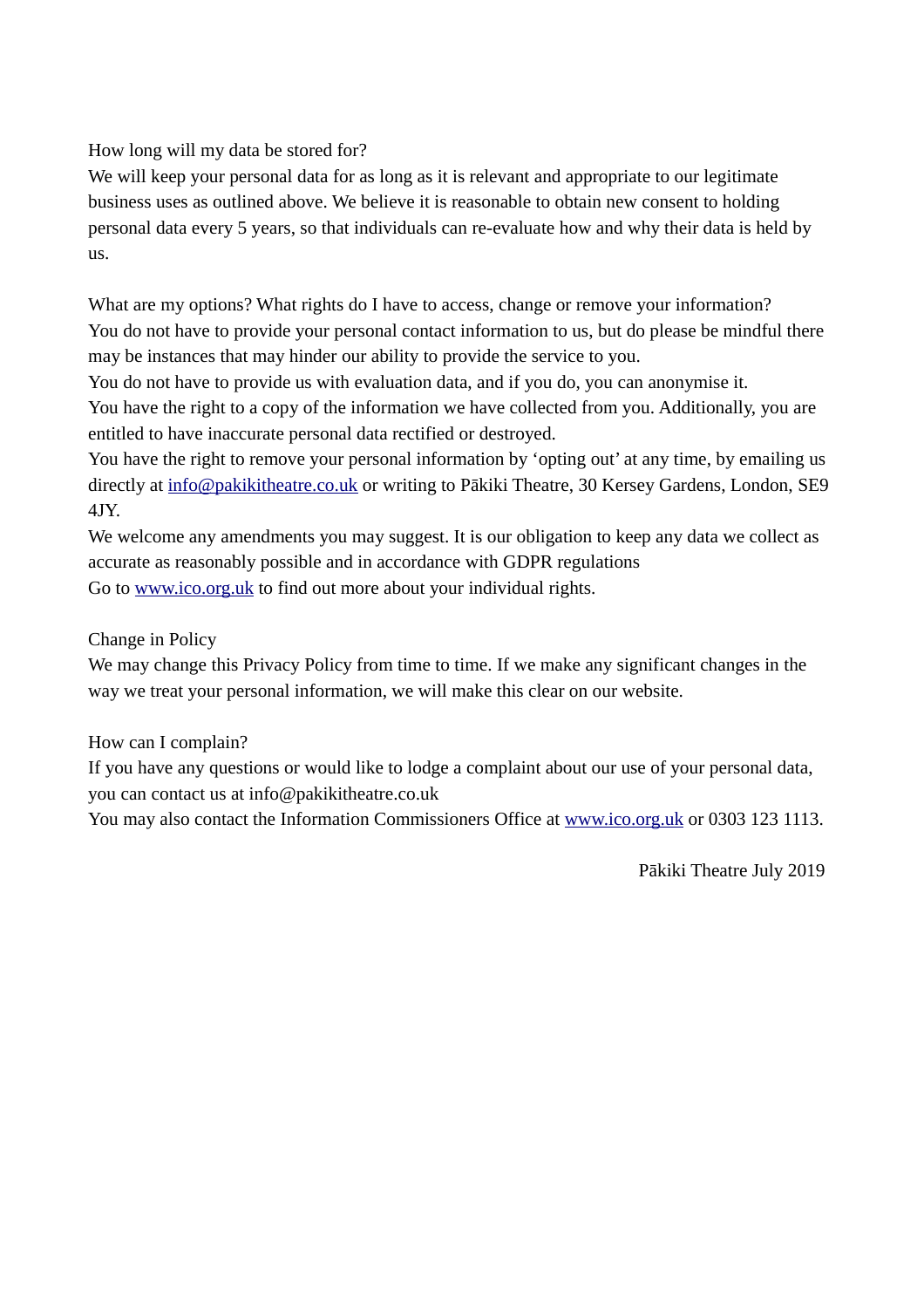## How long will my data be stored for?

We will keep your personal data for as long as it is relevant and appropriate to our legitimate business uses as outlined above. We believe it is reasonable to obtain new consent to holding personal data every 5 years, so that individuals can re-evaluate how and why their data is held by us.

## What are my options? What rights do I have to access, change or remove your information?

You do not have to provide your personal contact information to us, but do please be mindful there may be instances that may hinder our ability to provide the service to you.

You do not have to provide us with evaluation data, and if you do, you can anonymise it.

You have the right to a copy of the information we have collected from you. Additionally, you are entitled to have inaccurate personal data rectified or destroyed.

You have the right to remove your personal information by 'opting out' at any time, by emailing us directly at [info@pakikitheatre.co.uk](mailto:info@pakikitheatre.co.uk) or writing to Pākiki Theatre, 30 Kersey Gardens, London, SE9 4JY.

We welcome any amendments you may suggest. It is our obligation to keep any data we collect as accurate as reasonably possible and in accordance with GDPR regulations

Go to [www.ico.org.uk](http://www.ico.org.uk) to find out more about your individual rights.

## Change in Policy

We may change this Privacy Policy from time to time. If we make any significant changes in the way we treat your personal information, we will make this clear on our website.

## How can I complain?

If you have any questions or would like to lodge a complaint about our use of your personal data, you can contact us at info@pakikitheatre.co.uk

You may also contact the Information Commissioners Office at [www.ico.org.uk](http://www.ico.org.uk) or 0303 123 1113.

Pākiki Theatre July 2019